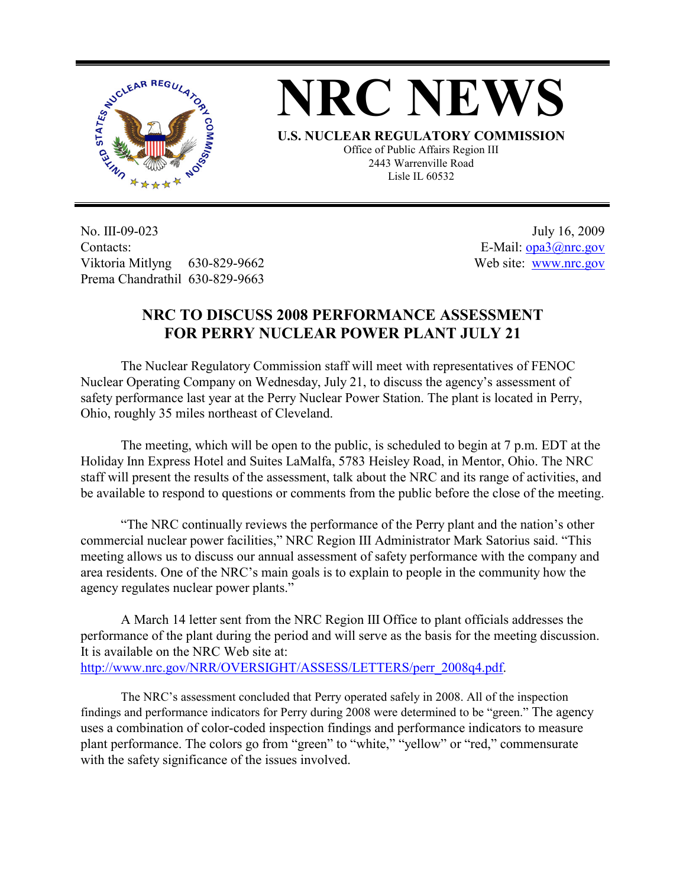# NRC NEWS

**U.S. NUCLEAR REGULATORY COMMISSION**

Office of Public Affairs Region III
2443 Warrenville Road
Lisle IL 60532

No. III-09-023
Contacts:
Viktoria Mitlyng 630-829-9662
Prema Chandrathil 630-829-9663

July 16, 2009
E-Mail: opa3@nrc.gov
Web site: www.nrc.gov

## NRC TO DISCUSS 2008 PERFORMANCE ASSESSMENT FOR PERRY NUCLEAR POWER PLANT JULY 21

The Nuclear Regulatory Commission staff will meet with representatives of FENOC Nuclear Operating Company on Wednesday, July 21, to discuss the agency's assessment of safety performance last year at the Perry Nuclear Power Station. The plant is located in Perry, Ohio, roughly 35 miles northeast of Cleveland.

The meeting, which will be open to the public, is scheduled to begin at 7 p.m. EDT at the Holiday Inn Express Hotel and Suites LaMalfa, 5783 Heisley Road, in Mentor, Ohio. The NRC staff will present the results of the assessment, talk about the NRC and its range of activities, and be available to respond to questions or comments from the public before the close of the meeting.

"The NRC continually reviews the performance of the Perry plant and the nation's other commercial nuclear power facilities," NRC Region III Administrator Mark Satorius said. "This meeting allows us to discuss our annual assessment of safety performance with the company and area residents. One of the NRC's main goals is to explain to people in the community how the agency regulates nuclear power plants."

A March 14 letter sent from the NRC Region III Office to plant officials addresses the performance of the plant during the period and will serve as the basis for the meeting discussion. It is available on the NRC Web site at:
http://www.nrc.gov/NRR/OVERSIGHT/ASSESS/LETTERS/perr_2008q4.pdf.

The NRC's assessment concluded that Perry operated safely in 2008. All of the inspection findings and performance indicators for Perry during 2008 were determined to be "green." The agency uses a combination of color-coded inspection findings and performance indicators to measure plant performance. The colors go from "green" to "white," "yellow" or "red," commensurate with the safety significance of the issues involved.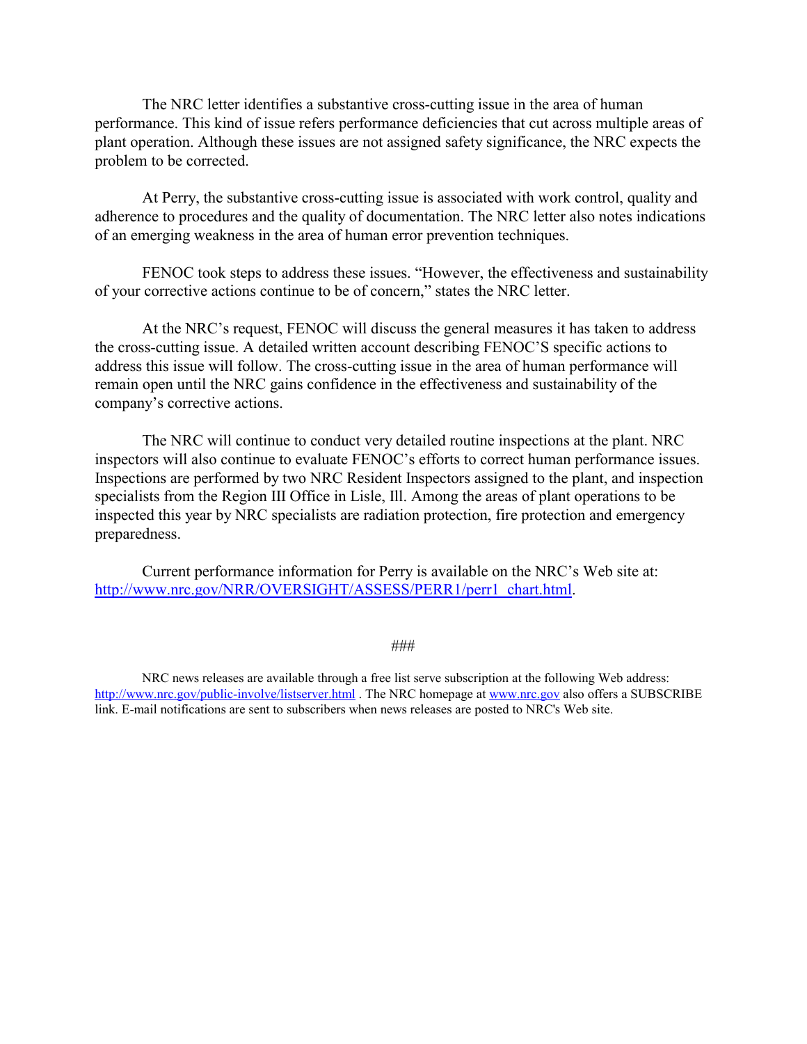The NRC letter identifies a substantive cross-cutting issue in the area of human performance. This kind of issue refers performance deficiencies that cut across multiple areas of plant operation. Although these issues are not assigned safety significance, the NRC expects the problem to be corrected.

At Perry, the substantive cross-cutting issue is associated with work control, quality and adherence to procedures and the quality of documentation. The NRC letter also notes indications of an emerging weakness in the area of human error prevention techniques.

FENOC took steps to address these issues. "However, the effectiveness and sustainability of your corrective actions continue to be of concern," states the NRC letter.

At the NRC's request, FENOC will discuss the general measures it has taken to address the cross-cutting issue. A detailed written account describing FENOC'S specific actions to address this issue will follow. The cross-cutting issue in the area of human performance will remain open until the NRC gains confidence in the effectiveness and sustainability of the company's corrective actions.

The NRC will continue to conduct very detailed routine inspections at the plant. NRC inspectors will also continue to evaluate FENOC's efforts to correct human performance issues. Inspections are performed by two NRC Resident Inspectors assigned to the plant, and inspection specialists from the Region III Office in Lisle, Ill. Among the areas of plant operations to be inspected this year by NRC specialists are radiation protection, fire protection and emergency preparedness.

Current performance information for Perry is available on the NRC's Web site at: http://www.nrc.gov/NRR/OVERSIGHT/ASSESS/PERR1/perr1_chart.html.

###

NRC news releases are available through a free list serve subscription at the following Web address: http://www.nrc.gov/public-involve/listserver.html . The NRC homepage at www.nrc.gov also offers a SUBSCRIBE link. E-mail notifications are sent to subscribers when news releases are posted to NRC's Web site.